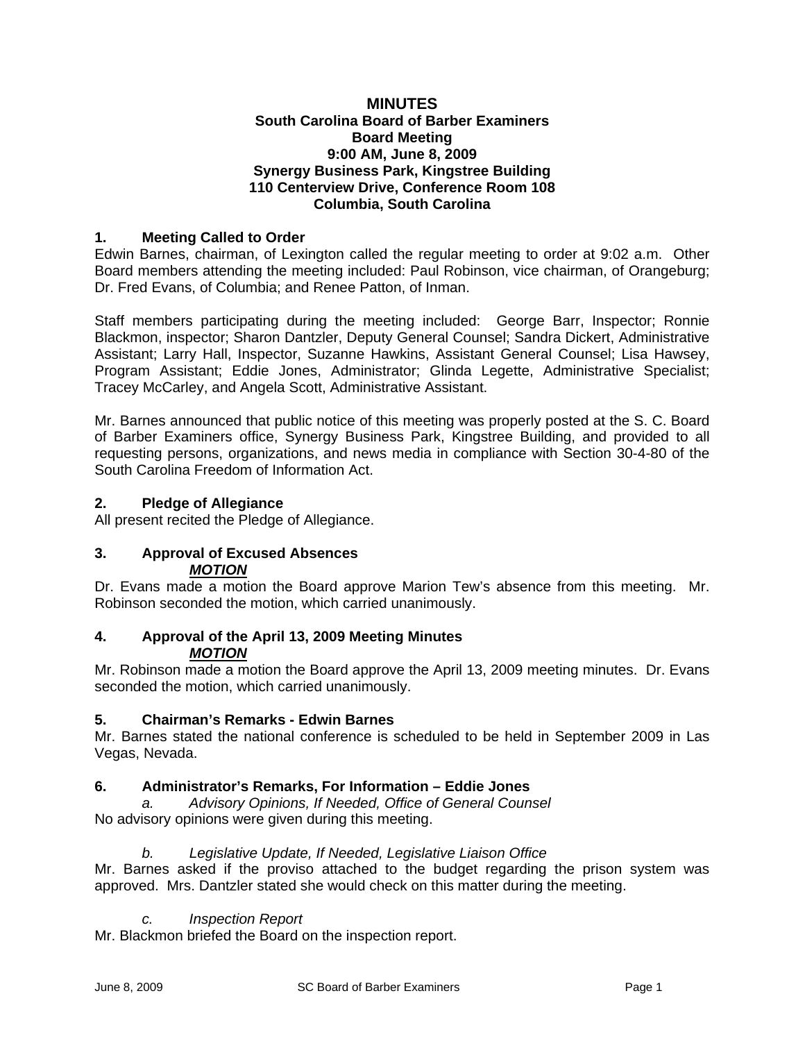# MINUTES

**South Carolina Board of Barber Examiners**
**Board Meeting**
**9:00 AM, June 8, 2009**
**Synergy Business Park, Kingstree Building**
**110 Centerview Drive, Conference Room 108**
**Columbia, South Carolina**

## 1. Meeting Called to Order

Edwin Barnes, chairman, of Lexington called the regular meeting to order at 9:02 a.m. Other Board members attending the meeting included: Paul Robinson, vice chairman, of Orangeburg; Dr. Fred Evans, of Columbia; and Renee Patton, of Inman.

Staff members participating during the meeting included: George Barr, Inspector; Ronnie Blackmon, inspector; Sharon Dantzler, Deputy General Counsel; Sandra Dickert, Administrative Assistant; Larry Hall, Inspector, Suzanne Hawkins, Assistant General Counsel; Lisa Hawsey, Program Assistant; Eddie Jones, Administrator; Glinda Legette, Administrative Specialist; Tracey McCarley, and Angela Scott, Administrative Assistant.

Mr. Barnes announced that public notice of this meeting was properly posted at the S. C. Board of Barber Examiners office, Synergy Business Park, Kingstree Building, and provided to all requesting persons, organizations, and news media in compliance with Section 30-4-80 of the South Carolina Freedom of Information Act.

## 2. Pledge of Allegiance

All present recited the Pledge of Allegiance.

## 3. Approval of Excused Absences

***MOTION***

Dr. Evans made a motion the Board approve Marion Tew's absence from this meeting. Mr. Robinson seconded the motion, which carried unanimously.

## 4. Approval of the April 13, 2009 Meeting Minutes

***MOTION***

Mr. Robinson made a motion the Board approve the April 13, 2009 meeting minutes. Dr. Evans seconded the motion, which carried unanimously.

## 5. Chairman's Remarks - Edwin Barnes

Mr. Barnes stated the national conference is scheduled to be held in September 2009 in Las Vegas, Nevada.

## 6. Administrator's Remarks, For Information – Eddie Jones

*a. Advisory Opinions, If Needed, Office of General Counsel*

No advisory opinions were given during this meeting.

*b. Legislative Update, If Needed, Legislative Liaison Office*

Mr. Barnes asked if the proviso attached to the budget regarding the prison system was approved. Mrs. Dantzler stated she would check on this matter during the meeting.

*c. Inspection Report*

Mr. Blackmon briefed the Board on the inspection report.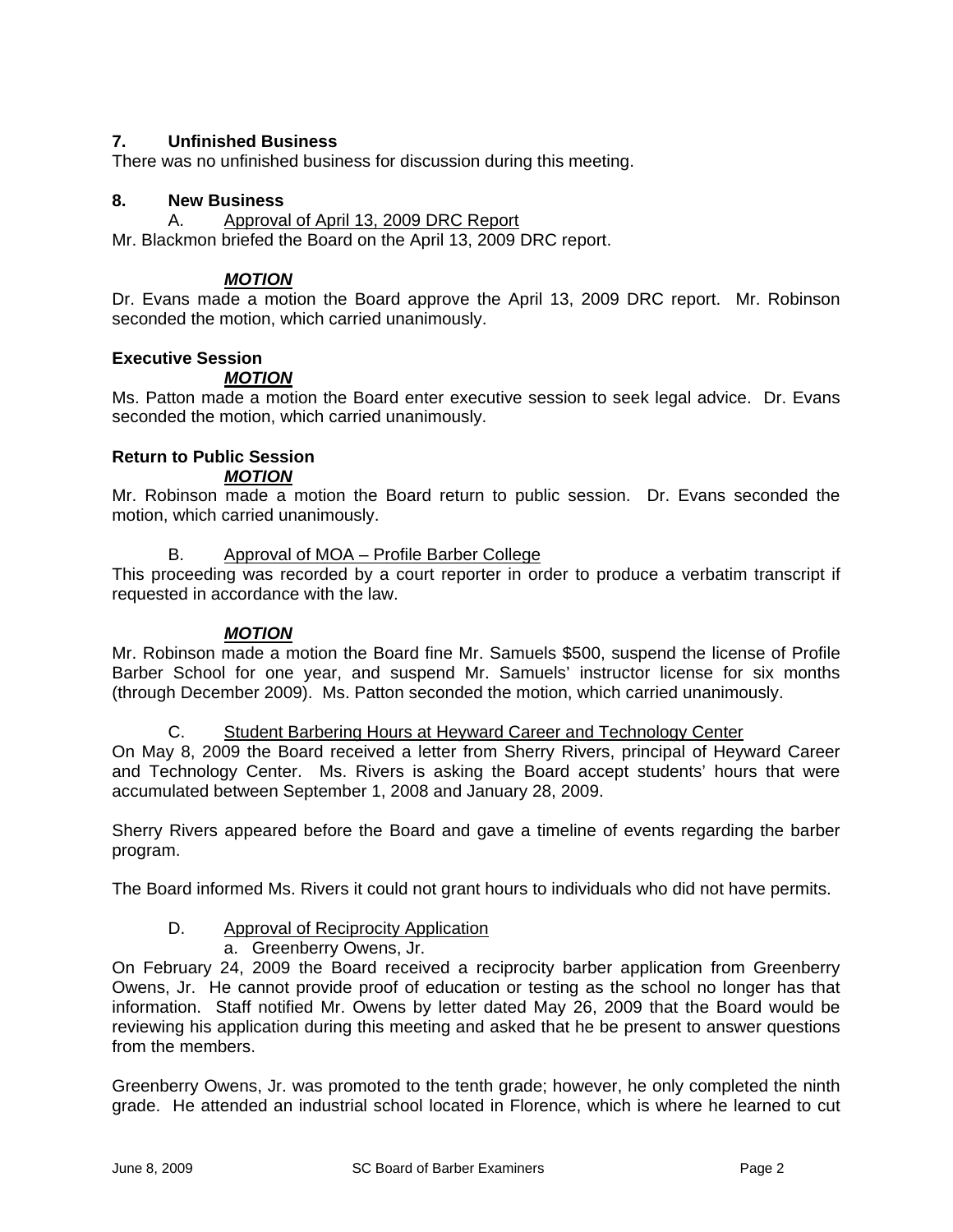**7. Unfinished Business**

There was no unfinished business for discussion during this meeting.

**8. New Business**

A. Approval of April 13, 2009 DRC Report

Mr. Blackmon briefed the Board on the April 13, 2009 DRC report.

***MOTION***

Dr. Evans made a motion the Board approve the April 13, 2009 DRC report. Mr. Robinson seconded the motion, which carried unanimously.

**Executive Session**

***MOTION***

Ms. Patton made a motion the Board enter executive session to seek legal advice. Dr. Evans seconded the motion, which carried unanimously.

**Return to Public Session**

***MOTION***

Mr. Robinson made a motion the Board return to public session. Dr. Evans seconded the motion, which carried unanimously.

B. Approval of MOA – Profile Barber College

This proceeding was recorded by a court reporter in order to produce a verbatim transcript if requested in accordance with the law.

***MOTION***

Mr. Robinson made a motion the Board fine Mr. Samuels $500, suspend the license of Profile Barber School for one year, and suspend Mr. Samuels' instructor license for six months (through December 2009). Ms. Patton seconded the motion, which carried unanimously.

C. Student Barbering Hours at Heyward Career and Technology Center

On May 8, 2009 the Board received a letter from Sherry Rivers, principal of Heyward Career and Technology Center. Ms. Rivers is asking the Board accept students' hours that were accumulated between September 1, 2008 and January 28, 2009.

Sherry Rivers appeared before the Board and gave a timeline of events regarding the barber program.

The Board informed Ms. Rivers it could not grant hours to individuals who did not have permits.

D. Approval of Reciprocity Application

a. Greenberry Owens, Jr.

On February 24, 2009 the Board received a reciprocity barber application from Greenberry Owens, Jr. He cannot provide proof of education or testing as the school no longer has that information. Staff notified Mr. Owens by letter dated May 26, 2009 that the Board would be reviewing his application during this meeting and asked that he be present to answer questions from the members.

Greenberry Owens, Jr. was promoted to the tenth grade; however, he only completed the ninth grade. He attended an industrial school located in Florence, which is where he learned to cut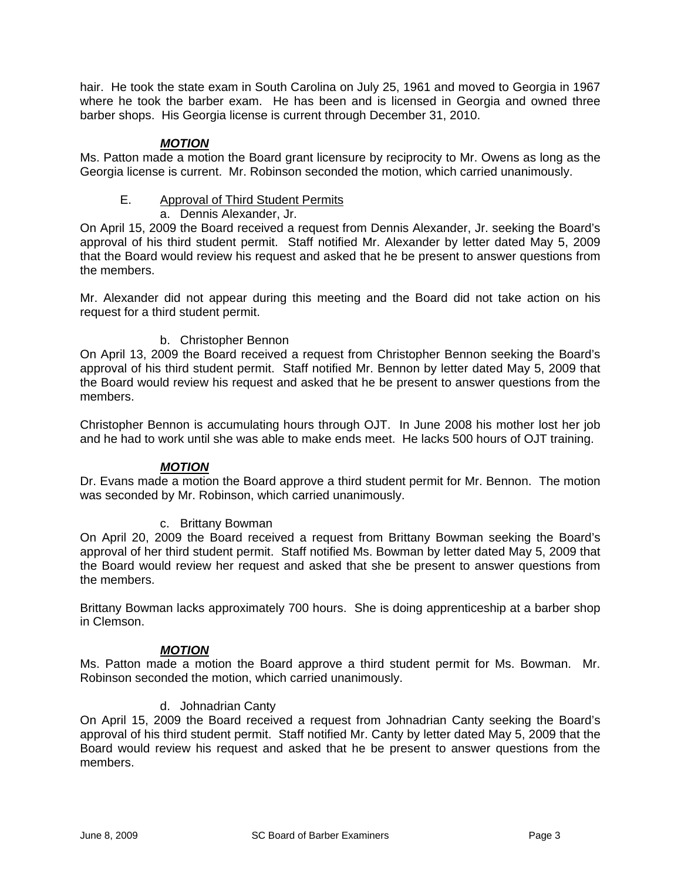hair. He took the state exam in South Carolina on July 25, 1961 and moved to Georgia in 1967 where he took the barber exam. He has been and is licensed in Georgia and owned three barber shops. His Georgia license is current through December 31, 2010.

***MOTION***

Ms. Patton made a motion the Board grant licensure by reciprocity to Mr. Owens as long as the Georgia license is current. Mr. Robinson seconded the motion, which carried unanimously.

E. Approval of Third Student Permits

a. Dennis Alexander, Jr.

On April 15, 2009 the Board received a request from Dennis Alexander, Jr. seeking the Board's approval of his third student permit. Staff notified Mr. Alexander by letter dated May 5, 2009 that the Board would review his request and asked that he be present to answer questions from the members.

Mr. Alexander did not appear during this meeting and the Board did not take action on his request for a third student permit.

b. Christopher Bennon

On April 13, 2009 the Board received a request from Christopher Bennon seeking the Board's approval of his third student permit. Staff notified Mr. Bennon by letter dated May 5, 2009 that the Board would review his request and asked that he be present to answer questions from the members.

Christopher Bennon is accumulating hours through OJT. In June 2008 his mother lost her job and he had to work until she was able to make ends meet. He lacks 500 hours of OJT training.

***MOTION***

Dr. Evans made a motion the Board approve a third student permit for Mr. Bennon. The motion was seconded by Mr. Robinson, which carried unanimously.

c. Brittany Bowman

On April 20, 2009 the Board received a request from Brittany Bowman seeking the Board's approval of her third student permit. Staff notified Ms. Bowman by letter dated May 5, 2009 that the Board would review her request and asked that she be present to answer questions from the members.

Brittany Bowman lacks approximately 700 hours. She is doing apprenticeship at a barber shop in Clemson.

***MOTION***

Ms. Patton made a motion the Board approve a third student permit for Ms. Bowman. Mr. Robinson seconded the motion, which carried unanimously.

d. Johnadrian Canty

On April 15, 2009 the Board received a request from Johnadrian Canty seeking the Board's approval of his third student permit. Staff notified Mr. Canty by letter dated May 5, 2009 that the Board would review his request and asked that he be present to answer questions from the members.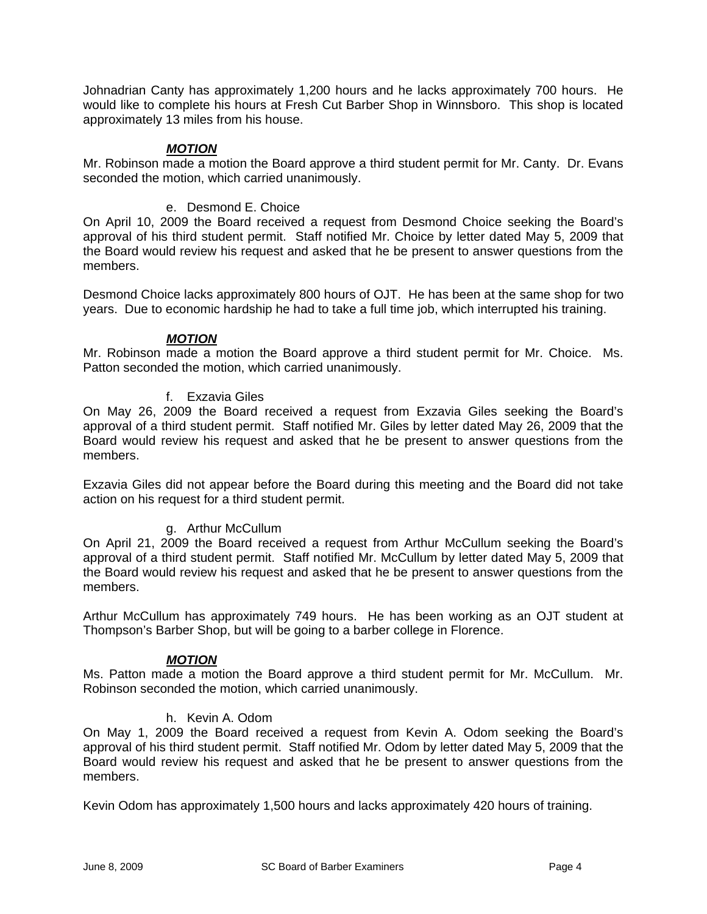Johnadrian Canty has approximately 1,200 hours and he lacks approximately 700 hours. He would like to complete his hours at Fresh Cut Barber Shop in Winnsboro. This shop is located approximately 13 miles from his house.

***MOTION***

Mr. Robinson made a motion the Board approve a third student permit for Mr. Canty. Dr. Evans seconded the motion, which carried unanimously.

e. Desmond E. Choice

On April 10, 2009 the Board received a request from Desmond Choice seeking the Board's approval of his third student permit. Staff notified Mr. Choice by letter dated May 5, 2009 that the Board would review his request and asked that he be present to answer questions from the members.

Desmond Choice lacks approximately 800 hours of OJT. He has been at the same shop for two years. Due to economic hardship he had to take a full time job, which interrupted his training.

***MOTION***

Mr. Robinson made a motion the Board approve a third student permit for Mr. Choice. Ms. Patton seconded the motion, which carried unanimously.

f. Exzavia Giles

On May 26, 2009 the Board received a request from Exzavia Giles seeking the Board's approval of a third student permit. Staff notified Mr. Giles by letter dated May 26, 2009 that the Board would review his request and asked that he be present to answer questions from the members.

Exzavia Giles did not appear before the Board during this meeting and the Board did not take action on his request for a third student permit.

g. Arthur McCullum

On April 21, 2009 the Board received a request from Arthur McCullum seeking the Board's approval of a third student permit. Staff notified Mr. McCullum by letter dated May 5, 2009 that the Board would review his request and asked that he be present to answer questions from the members.

Arthur McCullum has approximately 749 hours. He has been working as an OJT student at Thompson's Barber Shop, but will be going to a barber college in Florence.

***MOTION***

Ms. Patton made a motion the Board approve a third student permit for Mr. McCullum. Mr. Robinson seconded the motion, which carried unanimously.

h. Kevin A. Odom

On May 1, 2009 the Board received a request from Kevin A. Odom seeking the Board's approval of his third student permit. Staff notified Mr. Odom by letter dated May 5, 2009 that the Board would review his request and asked that he be present to answer questions from the members.

Kevin Odom has approximately 1,500 hours and lacks approximately 420 hours of training.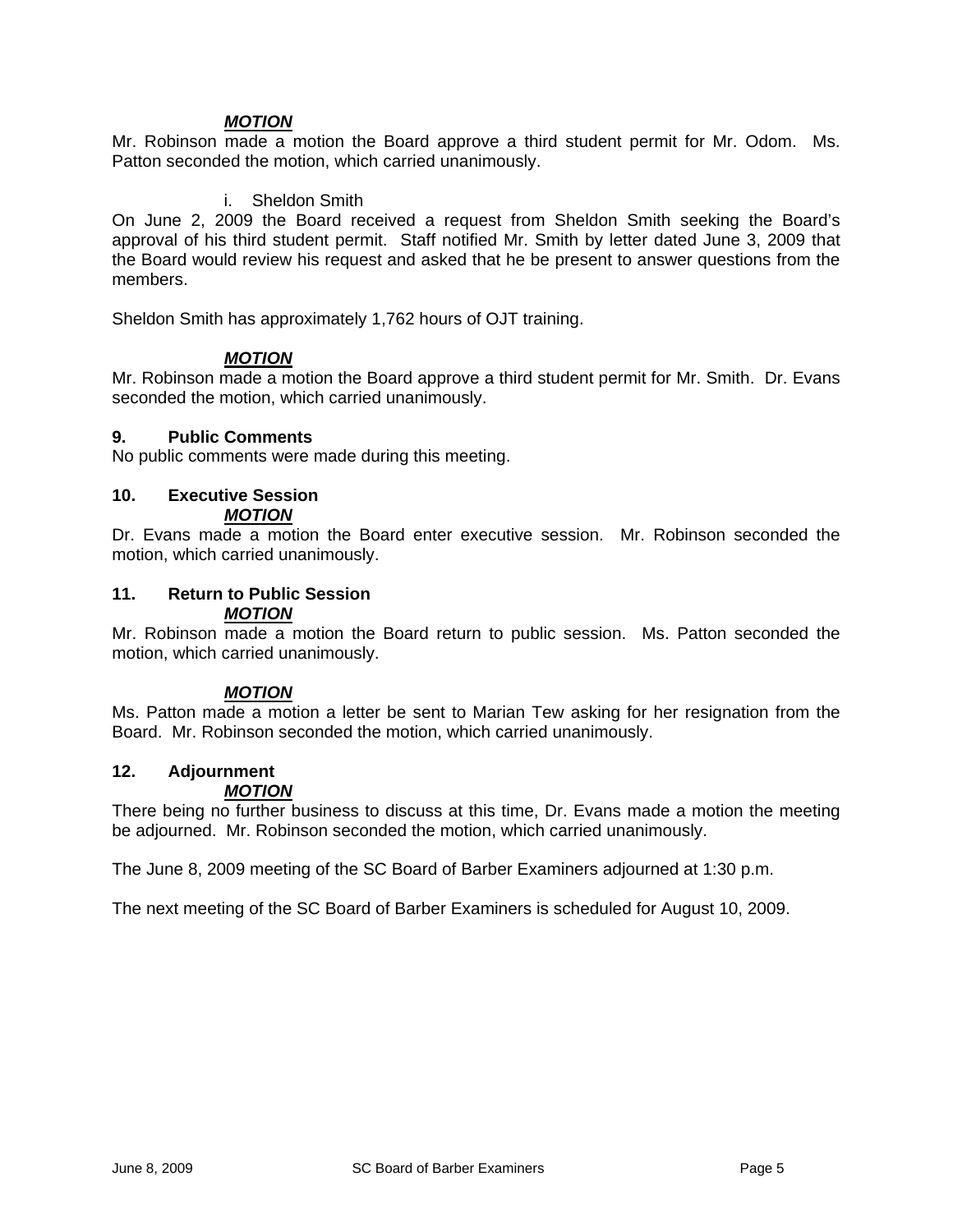***MOTION***

Mr. Robinson made a motion the Board approve a third student permit for Mr. Odom. Ms. Patton seconded the motion, which carried unanimously.

i. Sheldon Smith

On June 2, 2009 the Board received a request from Sheldon Smith seeking the Board's approval of his third student permit. Staff notified Mr. Smith by letter dated June 3, 2009 that the Board would review his request and asked that he be present to answer questions from the members.

Sheldon Smith has approximately 1,762 hours of OJT training.

***MOTION***

Mr. Robinson made a motion the Board approve a third student permit for Mr. Smith. Dr. Evans seconded the motion, which carried unanimously.

**9. Public Comments**

No public comments were made during this meeting.

**10. Executive Session**

***MOTION***

Dr. Evans made a motion the Board enter executive session. Mr. Robinson seconded the motion, which carried unanimously.

**11. Return to Public Session**

***MOTION***

Mr. Robinson made a motion the Board return to public session. Ms. Patton seconded the motion, which carried unanimously.

***MOTION***

Ms. Patton made a motion a letter be sent to Marian Tew asking for her resignation from the Board. Mr. Robinson seconded the motion, which carried unanimously.

**12. Adjournment**

***MOTION***

There being no further business to discuss at this time, Dr. Evans made a motion the meeting be adjourned. Mr. Robinson seconded the motion, which carried unanimously.

The June 8, 2009 meeting of the SC Board of Barber Examiners adjourned at 1:30 p.m.

The next meeting of the SC Board of Barber Examiners is scheduled for August 10, 2009.